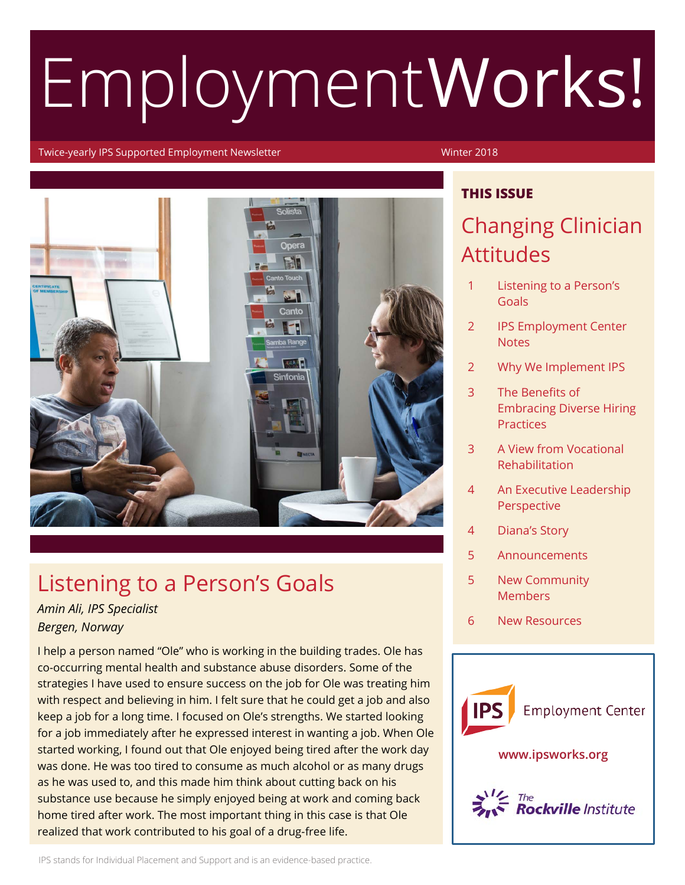# EmploymentWorks!

Twice-yearly IPS Supported Employment Newsletter

Winter 2018

## Listening to a Person's Goals

*Amin Ali, IPS Specialist*
*Bergen, Norway*

I help a person named "Ole" who is working in the building trades. Ole has co-occurring mental health and substance abuse disorders. Some of the strategies I have used to ensure success on the job for Ole was treating him with respect and believing in him. I felt sure that he could get a job and also keep a job for a long time. I focused on Ole's strengths. We started looking for a job immediately after he expressed interest in wanting a job. When Ole started working, I found out that Ole enjoyed being tired after the work day was done. He was too tired to consume as much alcohol or as many drugs as he was used to, and this made him think about cutting back on his substance use because he simply enjoyed being at work and coming back home tired after work. The most important thing in this case is that Ole realized that work contributed to his goal of a drug-free life.

**THIS ISSUE**

## Changing Clinician Attitudes

| | |
|---|---|
| 1 | Listening to a Person's Goals |
| 2 | IPS Employment Center Notes |
| 2 | Why We Implement IPS |
| 3 | The Benefits of Embracing Diverse Hiring Practices |
| 3 | A View from Vocational Rehabilitation |
| 4 | An Executive Leadership Perspective |
| 4 | Diana's Story |
| 5 | Announcements |
| 5 | New Community Members |
| 6 | New Resources |

IPS Employment Center

www.ipsworks.org

The Rockville Institute

IPS stands for Individual Placement and Support and is an evidence-based practice.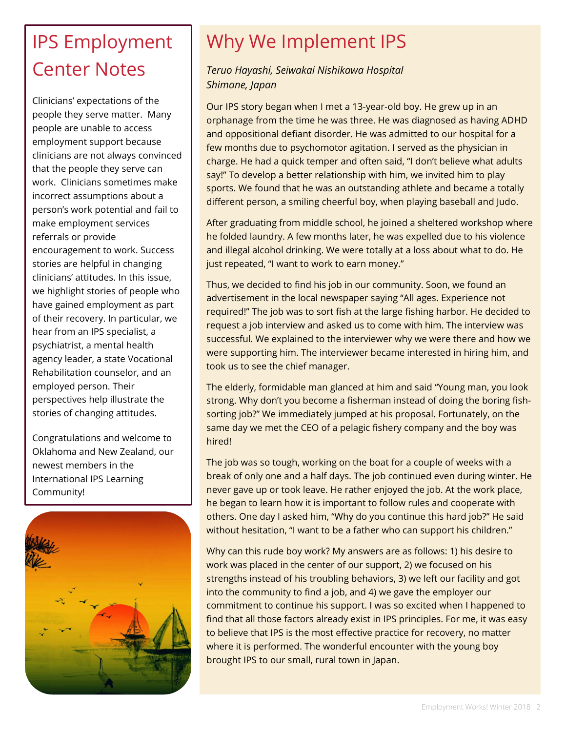# IPS Employment Center Notes

Clinicians' expectations of the people they serve matter. Many people are unable to access employment support because clinicians are not always convinced that the people they serve can work. Clinicians sometimes make incorrect assumptions about a person's work potential and fail to make employment services referrals or provide encouragement to work. Success stories are helpful in changing clinicians' attitudes. In this issue, we highlight stories of people who have gained employment as part of their recovery. In particular, we hear from an IPS specialist, a psychiatrist, a mental health agency leader, a state Vocational Rehabilitation counselor, and an employed person. Their perspectives help illustrate the stories of changing attitudes.

Congratulations and welcome to Oklahoma and New Zealand, our newest members in the International IPS Learning Community!

# Why We Implement IPS

*Teruo Hayashi, Seiwakai Nishikawa Hospital*
*Shimane, Japan*

Our IPS story began when I met a 13-year-old boy. He grew up in an orphanage from the time he was three. He was diagnosed as having ADHD and oppositional defiant disorder. He was admitted to our hospital for a few months due to psychomotor agitation. I served as the physician in charge. He had a quick temper and often said, "I don't believe what adults say!" To develop a better relationship with him, we invited him to play sports. We found that he was an outstanding athlete and became a totally different person, a smiling cheerful boy, when playing baseball and Judo.

After graduating from middle school, he joined a sheltered workshop where he folded laundry. A few months later, he was expelled due to his violence and illegal alcohol drinking. We were totally at a loss about what to do. He just repeated, "I want to work to earn money."

Thus, we decided to find his job in our community. Soon, we found an advertisement in the local newspaper saying "All ages. Experience not required!" The job was to sort fish at the large fishing harbor. He decided to request a job interview and asked us to come with him. The interview was successful. We explained to the interviewer why we were there and how we were supporting him. The interviewer became interested in hiring him, and took us to see the chief manager.

The elderly, formidable man glanced at him and said "Young man, you look strong. Why don't you become a fisherman instead of doing the boring fish-sorting job?" We immediately jumped at his proposal. Fortunately, on the same day we met the CEO of a pelagic fishery company and the boy was hired!

The job was so tough, working on the boat for a couple of weeks with a break of only one and a half days. The job continued even during winter. He never gave up or took leave. He rather enjoyed the job. At the work place, he began to learn how it is important to follow rules and cooperate with others. One day I asked him, "Why do you continue this hard job?" He said without hesitation, "I want to be a father who can support his children."

Why can this rude boy work? My answers are as follows: 1) his desire to work was placed in the center of our support, 2) we focused on his strengths instead of his troubling behaviors, 3) we left our facility and got into the community to find a job, and 4) we gave the employer our commitment to continue his support. I was so excited when I happened to find that all those factors already exist in IPS principles. For me, it was easy to believe that IPS is the most effective practice for recovery, no matter where it is performed. The wonderful encounter with the young boy brought IPS to our small, rural town in Japan.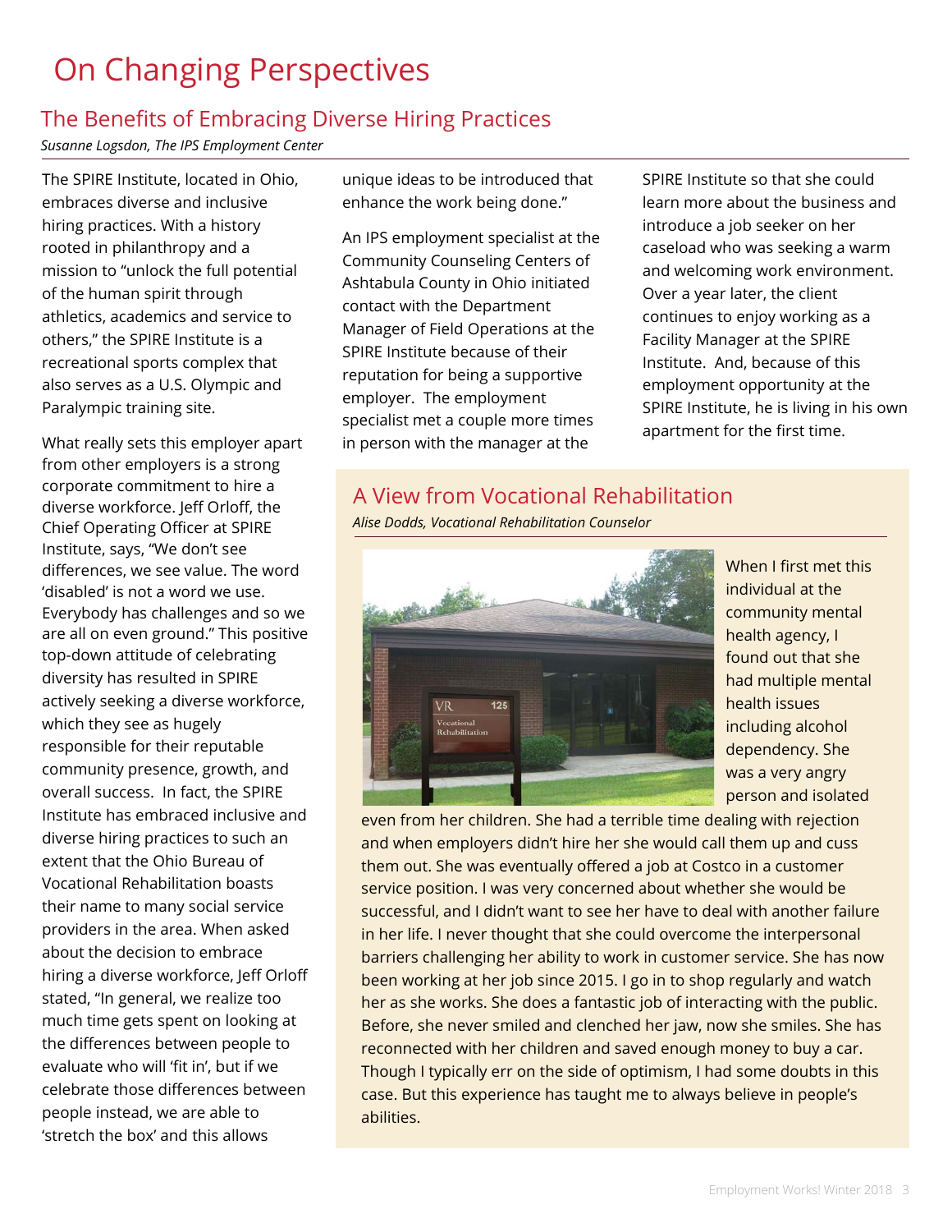# On Changing Perspectives

## The Benefits of Embracing Diverse Hiring Practices

*Susanne Logsdon, The IPS Employment Center*

The SPIRE Institute, located in Ohio, embraces diverse and inclusive hiring practices. With a history rooted in philanthropy and a mission to "unlock the full potential of the human spirit through athletics, academics and service to others," the SPIRE Institute is a recreational sports complex that also serves as a U.S. Olympic and Paralympic training site.

What really sets this employer apart from other employers is a strong corporate commitment to hire a diverse workforce. Jeff Orloff, the Chief Operating Officer at SPIRE Institute, says, "We don't see differences, we see value. The word 'disabled' is not a word we use. Everybody has challenges and so we are all on even ground." This positive top-down attitude of celebrating diversity has resulted in SPIRE actively seeking a diverse workforce, which they see as hugely responsible for their reputable community presence, growth, and overall success. In fact, the SPIRE Institute has embraced inclusive and diverse hiring practices to such an extent that the Ohio Bureau of Vocational Rehabilitation boasts their name to many social service providers in the area. When asked about the decision to embrace hiring a diverse workforce, Jeff Orloff stated, "In general, we realize too much time gets spent on looking at the differences between people to evaluate who will 'fit in', but if we celebrate those differences between people instead, we are able to 'stretch the box' and this allows unique ideas to be introduced that enhance the work being done."

An IPS employment specialist at the Community Counseling Centers of Ashtabula County in Ohio initiated contact with the Department Manager of Field Operations at the SPIRE Institute because of their reputation for being a supportive employer. The employment specialist met a couple more times in person with the manager at the SPIRE Institute so that she could learn more about the business and introduce a job seeker on her caseload who was seeking a warm and welcoming work environment. Over a year later, the client continues to enjoy working as a Facility Manager at the SPIRE Institute. And, because of this employment opportunity at the SPIRE Institute, he is living in his own apartment for the first time.

## A View from Vocational Rehabilitation

*Alise Dodds, Vocational Rehabilitation Counselor*

When I first met this individual at the community mental health agency, I found out that she had multiple mental health issues including alcohol dependency. She was a very angry person and isolated even from her children. She had a terrible time dealing with rejection and when employers didn't hire her she would call them up and cuss them out. She was eventually offered a job at Costco in a customer service position. I was very concerned about whether she would be successful, and I didn't want to see her have to deal with another failure in her life. I never thought that she could overcome the interpersonal barriers challenging her ability to work in customer service. She has now been working at her job since 2015. I go in to shop regularly and watch her as she works. She does a fantastic job of interacting with the public. Before, she never smiled and clenched her jaw, now she smiles. She has reconnected with her children and saved enough money to buy a car. Though I typically err on the side of optimism, I had some doubts in this case. But this experience has taught me to always believe in people's abilities.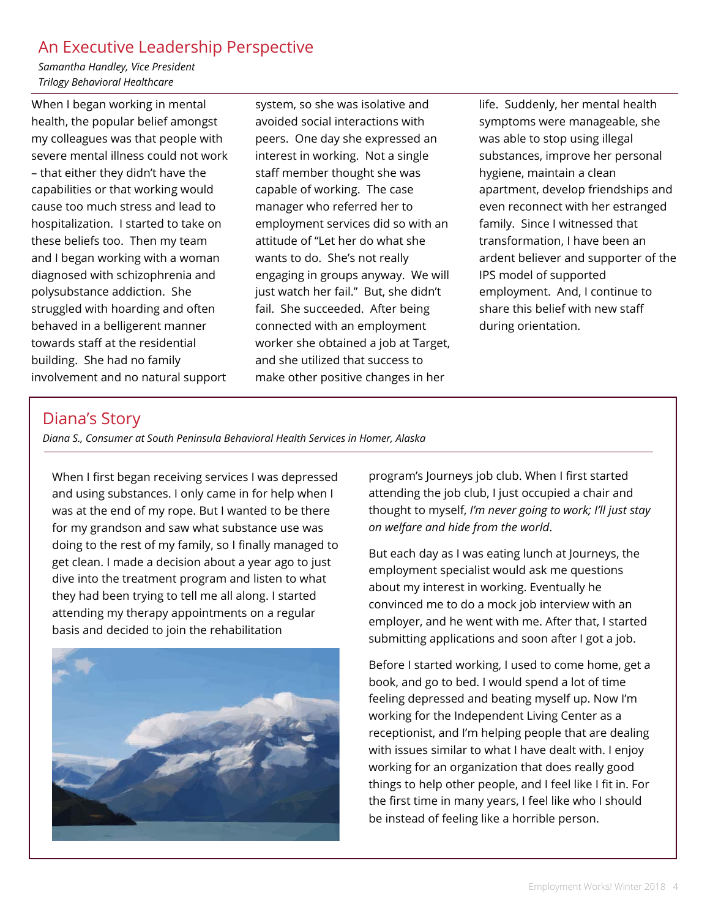## An Executive Leadership Perspective

*Samantha Handley, Vice President*
*Trilogy Behavioral Healthcare*

When I began working in mental health, the popular belief amongst my colleagues was that people with severe mental illness could not work – that either they didn't have the capabilities or that working would cause too much stress and lead to hospitalization. I started to take on these beliefs too. Then my team and I began working with a woman diagnosed with schizophrenia and polysubstance addiction. She struggled with hoarding and often behaved in a belligerent manner towards staff at the residential building. She had no family involvement and no natural support system, so she was isolative and avoided social interactions with peers. One day she expressed an interest in working. Not a single staff member thought she was capable of working. The case manager who referred her to employment services did so with an attitude of "Let her do what she wants to do. She's not really engaging in groups anyway. We will just watch her fail." But, she didn't fail. She succeeded. After being connected with an employment worker she obtained a job at Target, and she utilized that success to make other positive changes in her life. Suddenly, her mental health symptoms were manageable, she was able to stop using illegal substances, improve her personal hygiene, maintain a clean apartment, develop friendships and even reconnect with her estranged family. Since I witnessed that transformation, I have been an ardent believer and supporter of the IPS model of supported employment. And, I continue to share this belief with new staff during orientation.

## Diana's Story

*Diana S., Consumer at South Peninsula Behavioral Health Services in Homer, Alaska*

When I first began receiving services I was depressed and using substances. I only came in for help when I was at the end of my rope. But I wanted to be there for my grandson and saw what substance use was doing to the rest of my family, so I finally managed to get clean. I made a decision about a year ago to just dive into the treatment program and listen to what they had been trying to tell me all along. I started attending my therapy appointments on a regular basis and decided to join the rehabilitation program's Journeys job club. When I first started attending the job club, I just occupied a chair and thought to myself, *I'm never going to work; I'll just stay on welfare and hide from the world*.

But each day as I was eating lunch at Journeys, the employment specialist would ask me questions about my interest in working. Eventually he convinced me to do a mock job interview with an employer, and he went with me. After that, I started submitting applications and soon after I got a job.

Before I started working, I used to come home, get a book, and go to bed. I would spend a lot of time feeling depressed and beating myself up. Now I'm working for the Independent Living Center as a receptionist, and I'm helping people that are dealing with issues similar to what I have dealt with. I enjoy working for an organization that does really good things to help other people, and I feel like I fit in. For the first time in many years, I feel like who I should be instead of feeling like a horrible person.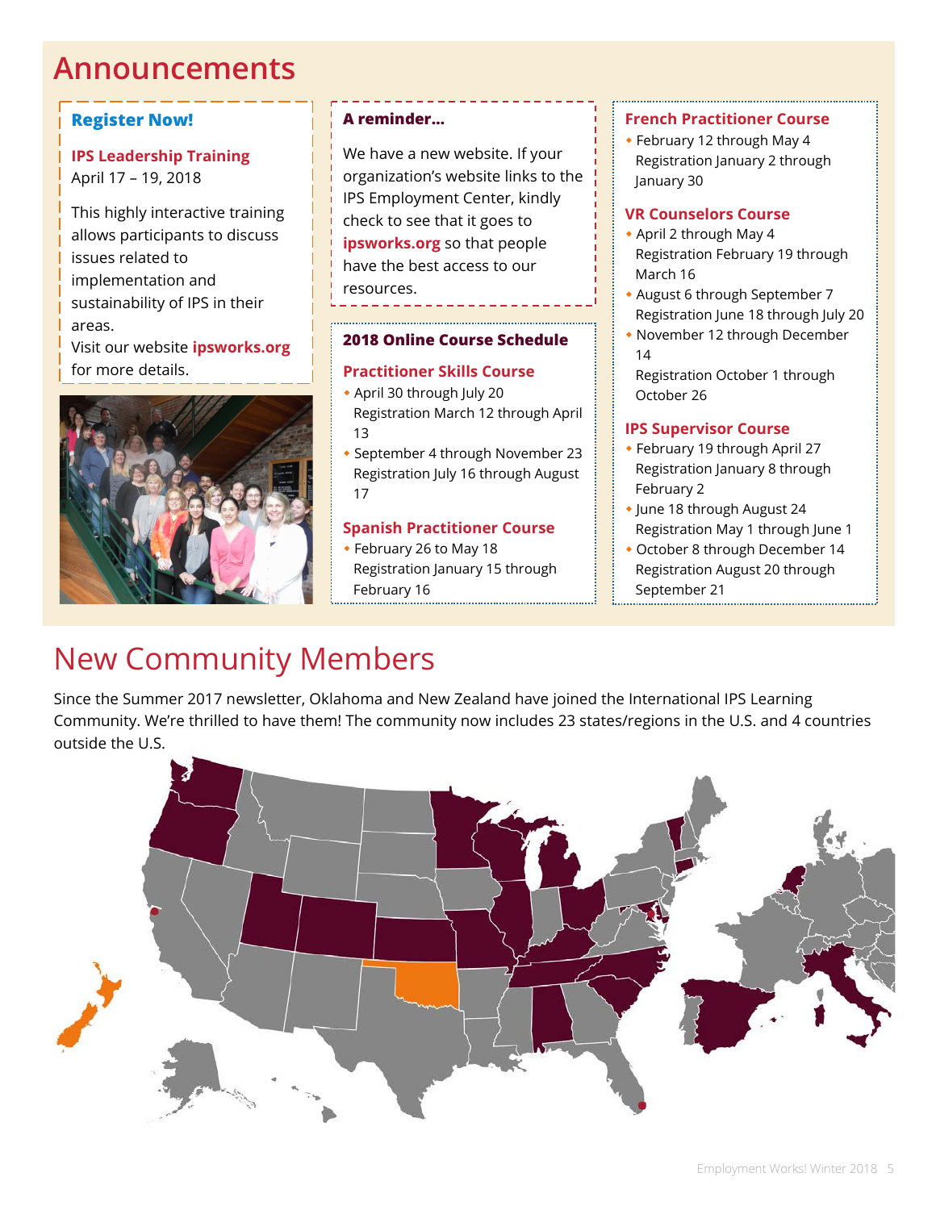# Announcements

## Register Now!

### IPS Leadership Training

April 17 – 19, 2018

This highly interactive training allows participants to discuss issues related to implementation and sustainability of IPS in their areas.

Visit our website **ipsworks.org** for more details.

### A reminder…

We have a new website. If your organization's website links to the IPS Employment Center, kindly check to see that it goes to **ipsworks.org** so that people have the best access to our resources.

### 2018 Online Course Schedule

**Practitioner Skills Course**

- April 30 through July 20
  Registration March 12 through April 13
- September 4 through November 23
  Registration July 16 through August 17

**Spanish Practitioner Course**

- February 26 to May 18
  Registration January 15 through February 16

**French Practitioner Course**

- February 12 through May 4
  Registration January 2 through January 30

**VR Counselors Course**

- April 2 through May 4
  Registration February 19 through March 16
- August 6 through September 7
  Registration June 18 through July 20
- November 12 through December 14
  Registration October 1 through October 26

**IPS Supervisor Course**

- February 19 through April 27
  Registration January 8 through February 2
- June 18 through August 24
  Registration May 1 through June 1
- October 8 through December 14
  Registration August 20 through September 21

# New Community Members

Since the Summer 2017 newsletter, Oklahoma and New Zealand have joined the International IPS Learning Community. We're thrilled to have them! The community now includes 23 states/regions in the U.S. and 4 countries outside the U.S.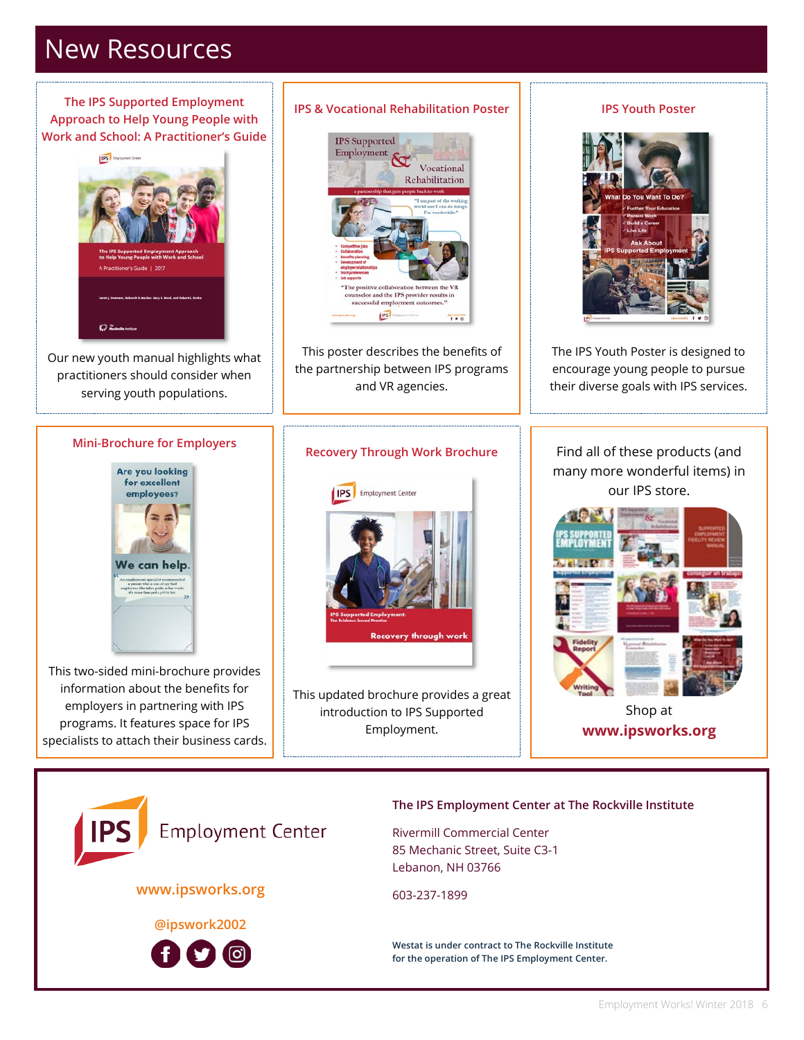# New Resources

### The IPS Supported Employment Approach to Help Young People with Work and School: A Practitioner's Guide

Our new youth manual highlights what practitioners should consider when serving youth populations.

### IPS & Vocational Rehabilitation Poster

This poster describes the benefits of the partnership between IPS programs and VR agencies.

### IPS Youth Poster

The IPS Youth Poster is designed to encourage young people to pursue their diverse goals with IPS services.

### Mini-Brochure for Employers

This two-sided mini-brochure provides information about the benefits for employers in partnering with IPS programs. It features space for IPS specialists to attach their business cards.

### Recovery Through Work Brochure

This updated brochure provides a great introduction to IPS Supported Employment.

Find all of these products (and many more wonderful items) in our IPS store.

Shop at **www.ipsworks.org**

---

IPS Employment Center

www.ipsworks.org

@ipswork2002

**The IPS Employment Center at The Rockville Institute**

Rivermill Commercial Center
85 Mechanic Street, Suite C3-1
Lebanon, NH 03766

603-237-1899

Westat is under contract to The Rockville Institute for the operation of The IPS Employment Center.